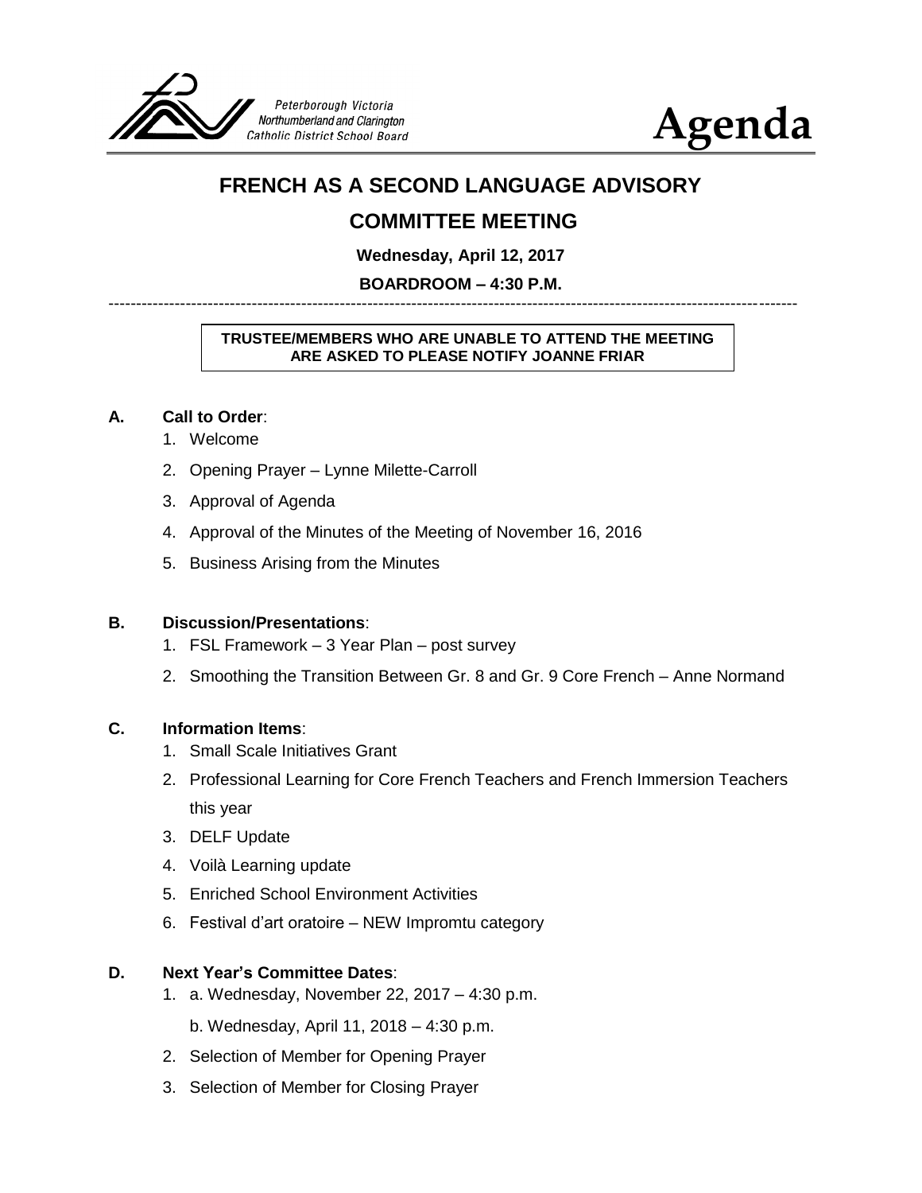Peterborough Victoria Northumberland and Clarington Catholic District School Board

# Agenda

## FRENCH AS A SECOND LANGUAGE ADVISORY

## COMMITTEE MEETING

**Wednesday, April 12, 2017**

**BOARDROOM – 4:30 P.M.**

---

**TRUSTEE/MEMBERS WHO ARE UNABLE TO ATTEND THE MEETING ARE ASKED TO PLEASE NOTIFY JOANNE FRIAR**

**A. Call to Order**:

1. Welcome
2. Opening Prayer – Lynne Milette-Carroll
3. Approval of Agenda
4. Approval of the Minutes of the Meeting of November 16, 2016
5. Business Arising from the Minutes

**B. Discussion/Presentations**:

1. FSL Framework – 3 Year Plan – post survey
2. Smoothing the Transition Between Gr. 8 and Gr. 9 Core French – Anne Normand

**C. Information Items**:

1. Small Scale Initiatives Grant
2. Professional Learning for Core French Teachers and French Immersion Teachers this year
3. DELF Update
4. Voilà Learning update
5. Enriched School Environment Activities
6. Festival d'art oratoire – NEW Impromtu category

**D. Next Year's Committee Dates**:

1. a. Wednesday, November 22, 2017 – 4:30 p.m.

   b. Wednesday, April 11, 2018 – 4:30 p.m.
2. Selection of Member for Opening Prayer
3. Selection of Member for Closing Prayer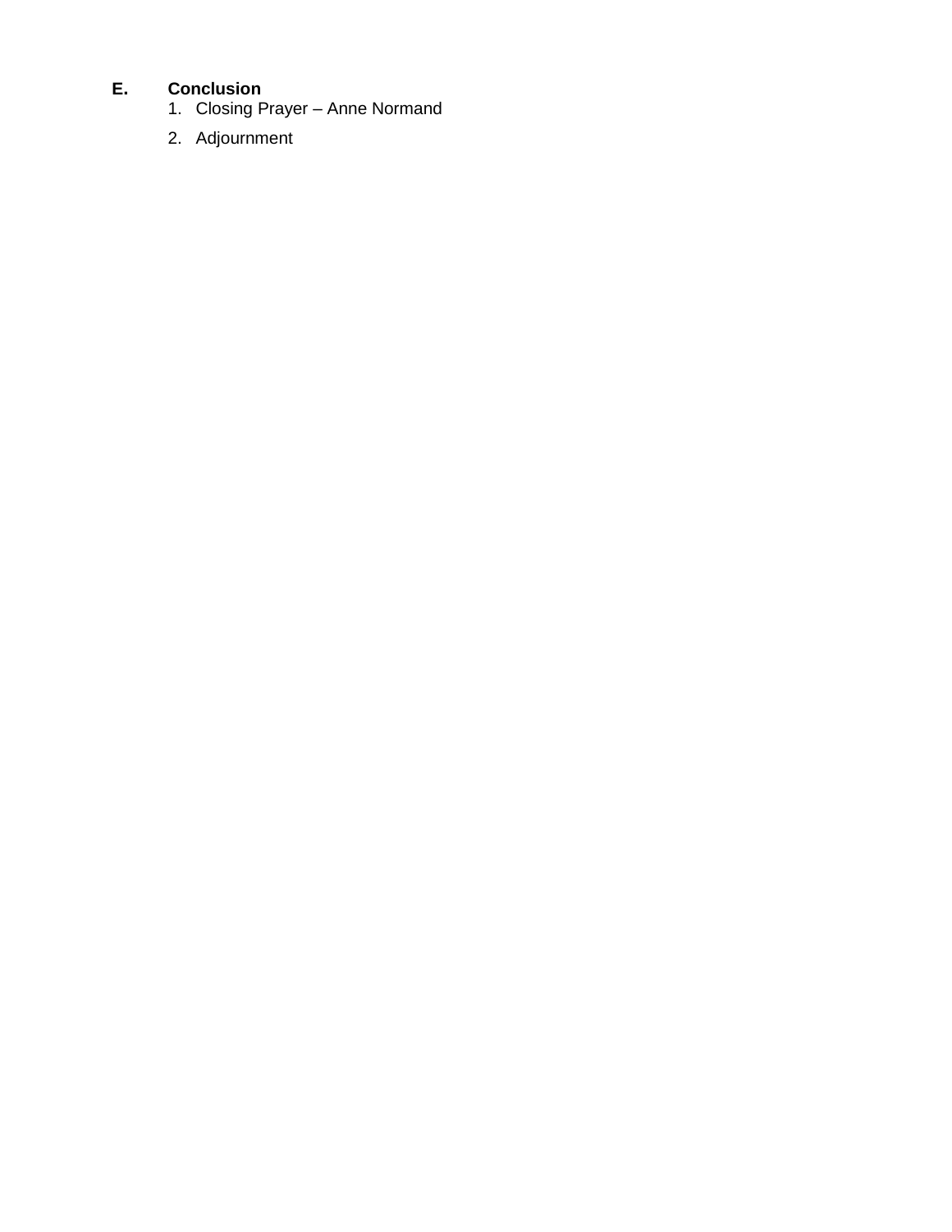**E. Conclusion**

1. Closing Prayer – Anne Normand
2. Adjournment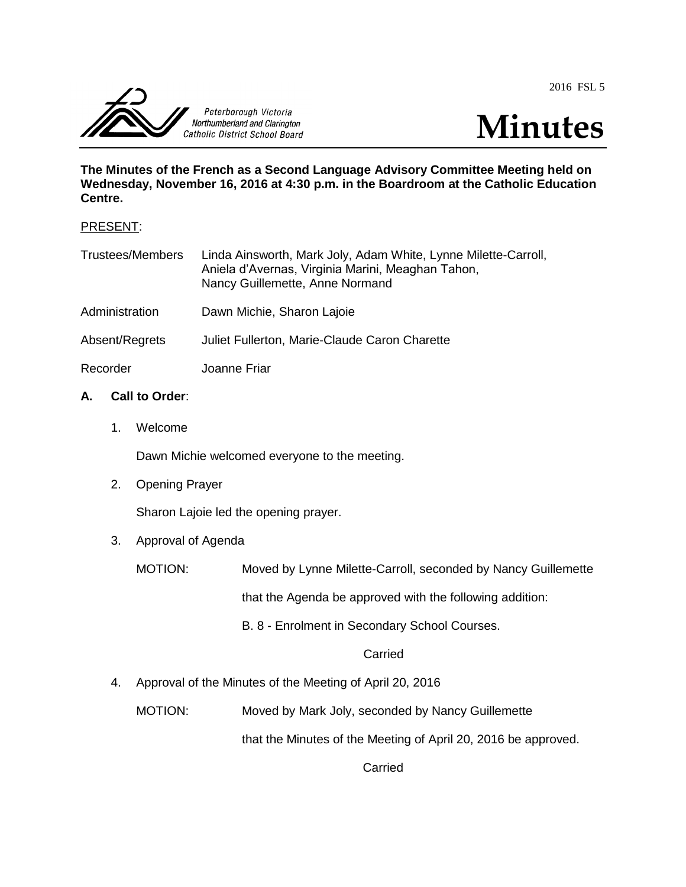2016 FSL 5

Peterborough Victoria Northumberland and Clarington Catholic District School Board

# Minutes

**The Minutes of the French as a Second Language Advisory Committee Meeting held on Wednesday, November 16, 2016 at 4:30 p.m. in the Boardroom at the Catholic Education Centre.**

PRESENT:

| | |
|---|---|
| Trustees/Members | Linda Ainsworth, Mark Joly, Adam White, Lynne Milette-Carroll, Aniela d'Avernas, Virginia Marini, Meaghan Tahon, Nancy Guillemette, Anne Normand |
| Administration | Dawn Michie, Sharon Lajoie |
| Absent/Regrets | Juliet Fullerton, Marie-Claude Caron Charette |
| Recorder | Joanne Friar |

## A. Call to Order:

1. Welcome

   Dawn Michie welcomed everyone to the meeting.

2. Opening Prayer

   Sharon Lajoie led the opening prayer.

3. Approval of Agenda

   MOTION: Moved by Lynne Milette-Carroll, seconded by Nancy Guillemette

   that the Agenda be approved with the following addition:

   B. 8 - Enrolment in Secondary School Courses.

   Carried

4. Approval of the Minutes of the Meeting of April 20, 2016

   MOTION: Moved by Mark Joly, seconded by Nancy Guillemette

   that the Minutes of the Meeting of April 20, 2016 be approved.

   Carried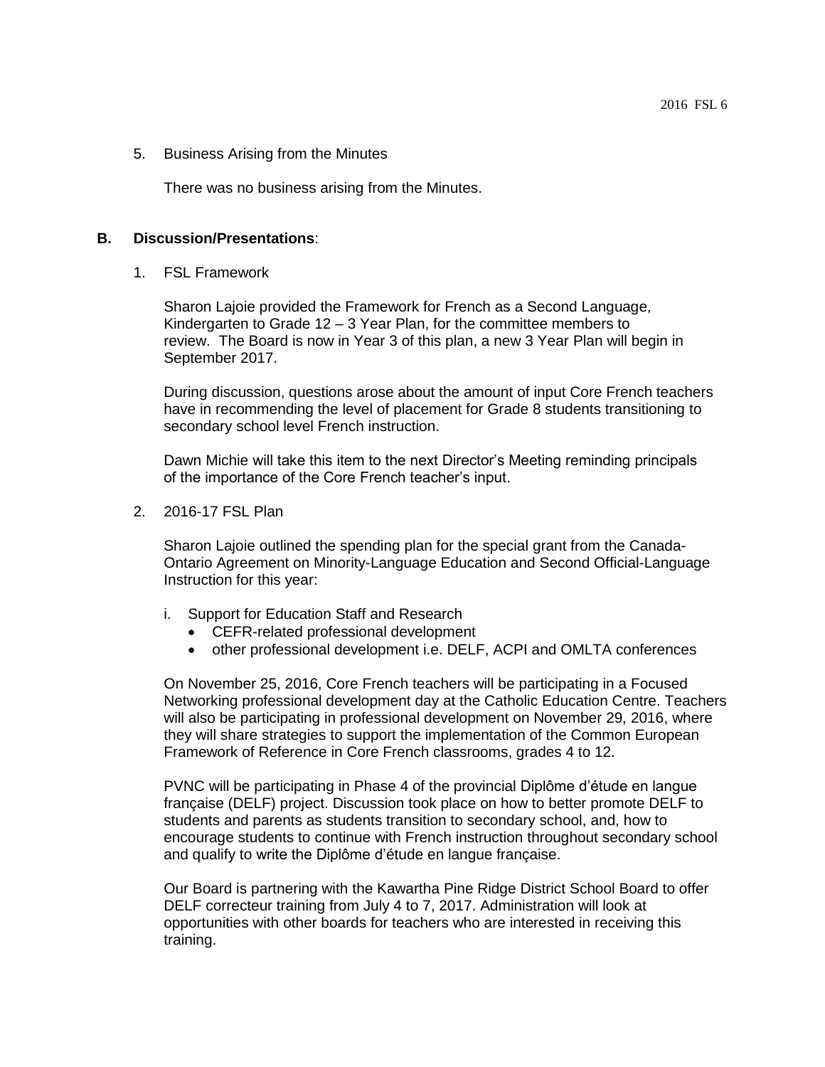5. Business Arising from the Minutes

   There was no business arising from the Minutes.

**B. Discussion/Presentations**:

1. FSL Framework

   Sharon Lajoie provided the Framework for French as a Second Language, Kindergarten to Grade 12 – 3 Year Plan, for the committee members to review. The Board is now in Year 3 of this plan, a new 3 Year Plan will begin in September 2017.

   During discussion, questions arose about the amount of input Core French teachers have in recommending the level of placement for Grade 8 students transitioning to secondary school level French instruction.

   Dawn Michie will take this item to the next Director's Meeting reminding principals of the importance of the Core French teacher's input.

2. 2016-17 FSL Plan

   Sharon Lajoie outlined the spending plan for the special grant from the Canada-Ontario Agreement on Minority-Language Education and Second Official-Language Instruction for this year:

   i. Support for Education Staff and Research
      - CEFR-related professional development
      - other professional development i.e. DELF, ACPI and OMLTA conferences

   On November 25, 2016, Core French teachers will be participating in a Focused Networking professional development day at the Catholic Education Centre. Teachers will also be participating in professional development on November 29, 2016, where they will share strategies to support the implementation of the Common European Framework of Reference in Core French classrooms, grades 4 to 12.

   PVNC will be participating in Phase 4 of the provincial Diplôme d'étude en langue française (DELF) project. Discussion took place on how to better promote DELF to students and parents as students transition to secondary school, and, how to encourage students to continue with French instruction throughout secondary school and qualify to write the Diplôme d'étude en langue française.

   Our Board is partnering with the Kawartha Pine Ridge District School Board to offer DELF correcteur training from July 4 to 7, 2017. Administration will look at opportunities with other boards for teachers who are interested in receiving this training.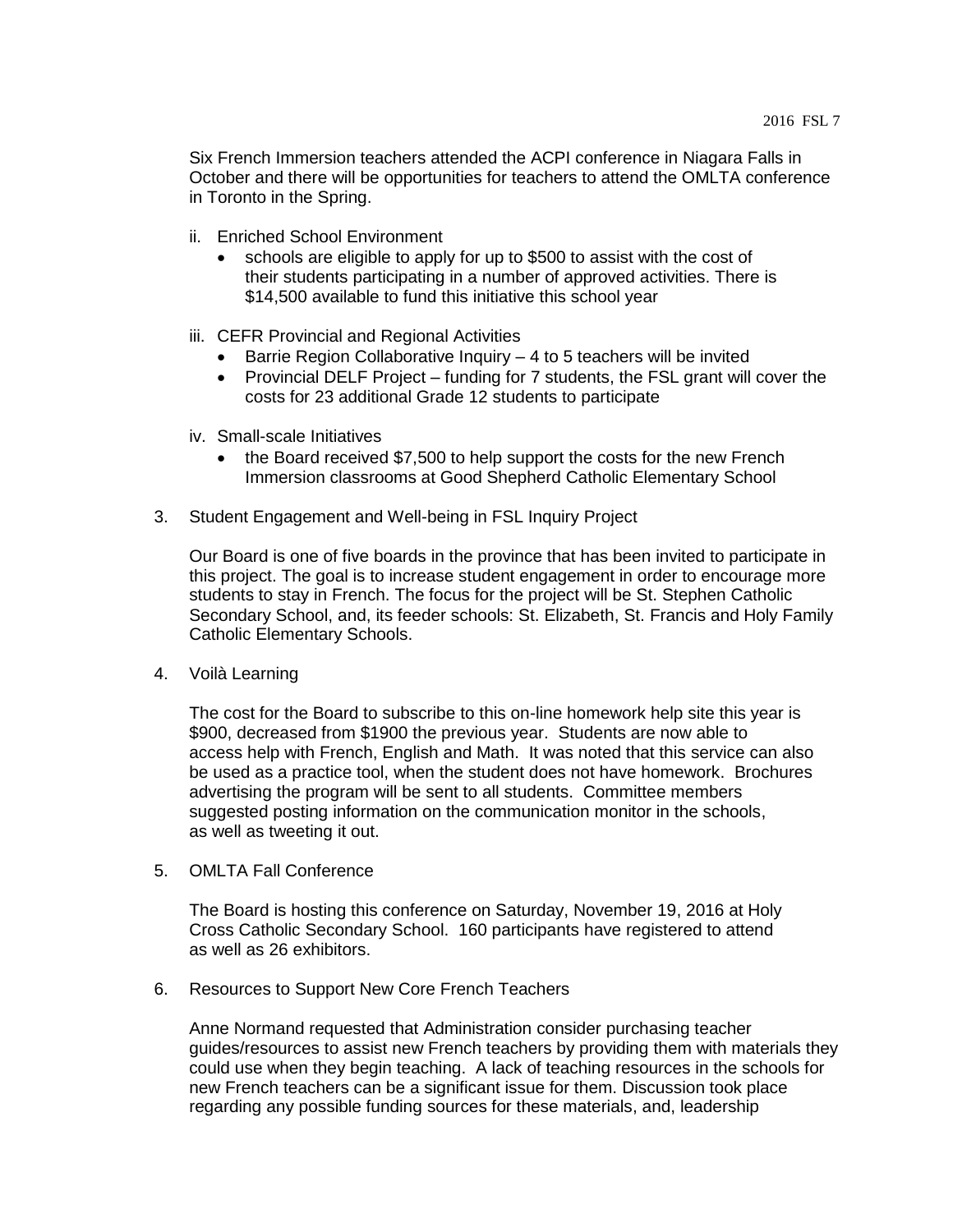Six French Immersion teachers attended the ACPI conference in Niagara Falls in October and there will be opportunities for teachers to attend the OMLTA conference in Toronto in the Spring.

ii. Enriched School Environment
   - schools are eligible to apply for up to $500 to assist with the cost of their students participating in a number of approved activities. There is $14,500 available to fund this initiative this school year

iii. CEFR Provincial and Regional Activities
   - Barrie Region Collaborative Inquiry – 4 to 5 teachers will be invited
   - Provincial DELF Project – funding for 7 students, the FSL grant will cover the costs for 23 additional Grade 12 students to participate

iv. Small-scale Initiatives
   - the Board received $7,500 to help support the costs for the new French Immersion classrooms at Good Shepherd Catholic Elementary School

3. Student Engagement and Well-being in FSL Inquiry Project

   Our Board is one of five boards in the province that has been invited to participate in this project. The goal is to increase student engagement in order to encourage more students to stay in French. The focus for the project will be St. Stephen Catholic Secondary School, and, its feeder schools: St. Elizabeth, St. Francis and Holy Family Catholic Elementary Schools.

4. Voilà Learning

   The cost for the Board to subscribe to this on-line homework help site this year is $900, decreased from $1900 the previous year. Students are now able to access help with French, English and Math. It was noted that this service can also be used as a practice tool, when the student does not have homework. Brochures advertising the program will be sent to all students. Committee members suggested posting information on the communication monitor in the schools, as well as tweeting it out.

5. OMLTA Fall Conference

   The Board is hosting this conference on Saturday, November 19, 2016 at Holy Cross Catholic Secondary School. 160 participants have registered to attend as well as 26 exhibitors.

6. Resources to Support New Core French Teachers

   Anne Normand requested that Administration consider purchasing teacher guides/resources to assist new French teachers by providing them with materials they could use when they begin teaching. A lack of teaching resources in the schools for new French teachers can be a significant issue for them. Discussion took place regarding any possible funding sources for these materials, and, leadership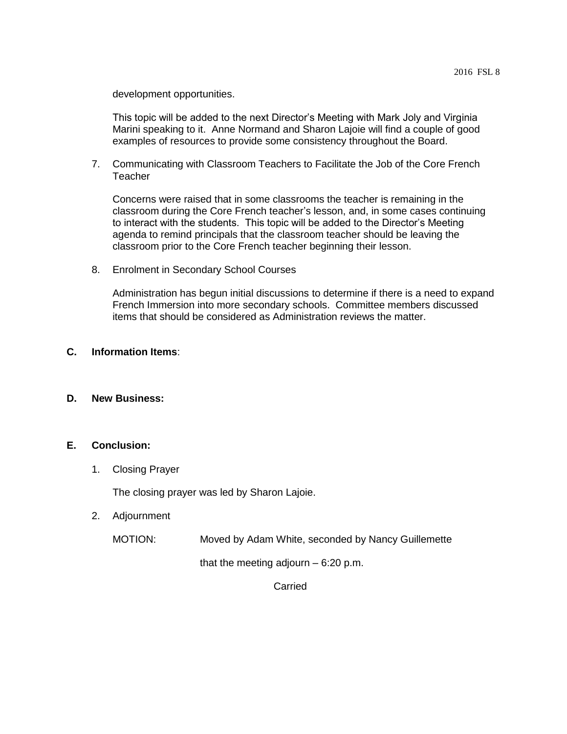development opportunities.

This topic will be added to the next Director's Meeting with Mark Joly and Virginia Marini speaking to it. Anne Normand and Sharon Lajoie will find a couple of good examples of resources to provide some consistency throughout the Board.

7. Communicating with Classroom Teachers to Facilitate the Job of the Core French Teacher

   Concerns were raised that in some classrooms the teacher is remaining in the classroom during the Core French teacher's lesson, and, in some cases continuing to interact with the students. This topic will be added to the Director's Meeting agenda to remind principals that the classroom teacher should be leaving the classroom prior to the Core French teacher beginning their lesson.

8. Enrolment in Secondary School Courses

   Administration has begun initial discussions to determine if there is a need to expand French Immersion into more secondary schools. Committee members discussed items that should be considered as Administration reviews the matter.

## C. Information Items:

## D. New Business:

## E. Conclusion:

1. Closing Prayer

   The closing prayer was led by Sharon Lajoie.

2. Adjournment

   MOTION: Moved by Adam White, seconded by Nancy Guillemette

   that the meeting adjourn – 6:20 p.m.

   Carried